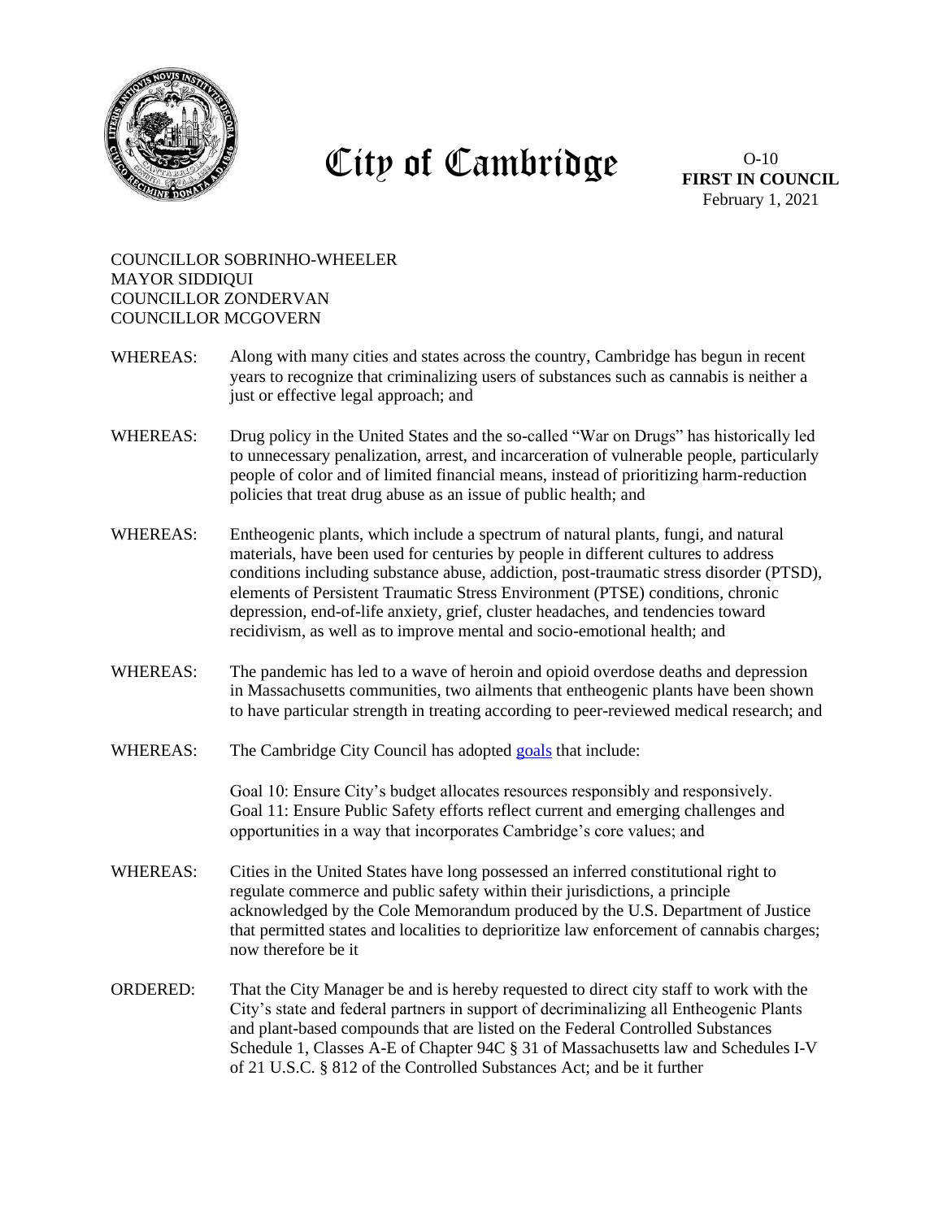# City of Cambridge

O-10
**FIRST IN COUNCIL**
February 1, 2021

COUNCILLOR SOBRINHO-WHEELER
MAYOR SIDDIQUI
COUNCILLOR ZONDERVAN
COUNCILLOR MCGOVERN

WHEREAS: Along with many cities and states across the country, Cambridge has begun in recent years to recognize that criminalizing users of substances such as cannabis is neither a just or effective legal approach; and

WHEREAS: Drug policy in the United States and the so-called "War on Drugs" has historically led to unnecessary penalization, arrest, and incarceration of vulnerable people, particularly people of color and of limited financial means, instead of prioritizing harm-reduction policies that treat drug abuse as an issue of public health; and

WHEREAS: Entheogenic plants, which include a spectrum of natural plants, fungi, and natural materials, have been used for centuries by people in different cultures to address conditions including substance abuse, addiction, post-traumatic stress disorder (PTSD), elements of Persistent Traumatic Stress Environment (PTSE) conditions, chronic depression, end-of-life anxiety, grief, cluster headaches, and tendencies toward recidivism, as well as to improve mental and socio-emotional health; and

WHEREAS: The pandemic has led to a wave of heroin and opioid overdose deaths and depression in Massachusetts communities, two ailments that entheogenic plants have been shown to have particular strength in treating according to peer-reviewed medical research; and

WHEREAS: The Cambridge City Council has adopted goals that include:

Goal 10: Ensure City's budget allocates resources responsibly and responsively.
Goal 11: Ensure Public Safety efforts reflect current and emerging challenges and opportunities in a way that incorporates Cambridge's core values; and

WHEREAS: Cities in the United States have long possessed an inferred constitutional right to regulate commerce and public safety within their jurisdictions, a principle acknowledged by the Cole Memorandum produced by the U.S. Department of Justice that permitted states and localities to deprioritize law enforcement of cannabis charges; now therefore be it

ORDERED: That the City Manager be and is hereby requested to direct city staff to work with the City's state and federal partners in support of decriminalizing all Entheogenic Plants and plant-based compounds that are listed on the Federal Controlled Substances Schedule 1, Classes A-E of Chapter 94C § 31 of Massachusetts law and Schedules I-V of 21 U.S.C. § 812 of the Controlled Substances Act; and be it further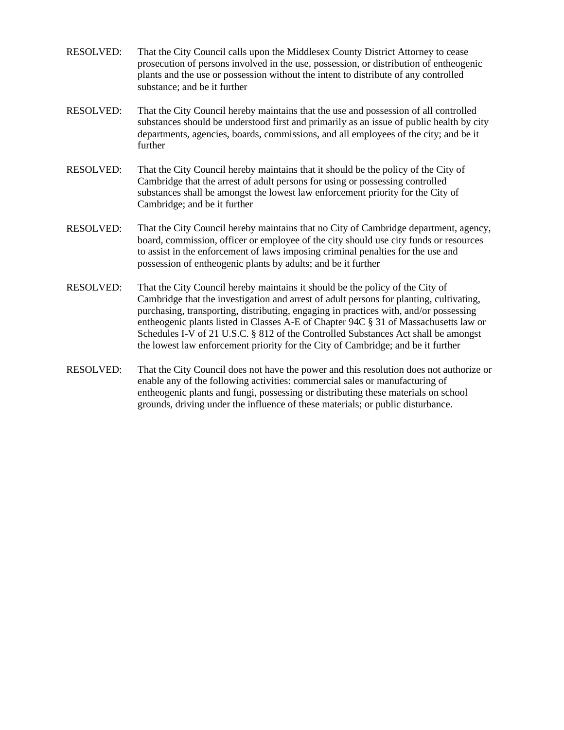RESOLVED: That the City Council calls upon the Middlesex County District Attorney to cease prosecution of persons involved in the use, possession, or distribution of entheogenic plants and the use or possession without the intent to distribute of any controlled substance; and be it further

RESOLVED: That the City Council hereby maintains that the use and possession of all controlled substances should be understood first and primarily as an issue of public health by city departments, agencies, boards, commissions, and all employees of the city; and be it further

RESOLVED: That the City Council hereby maintains that it should be the policy of the City of Cambridge that the arrest of adult persons for using or possessing controlled substances shall be amongst the lowest law enforcement priority for the City of Cambridge; and be it further

RESOLVED: That the City Council hereby maintains that no City of Cambridge department, agency, board, commission, officer or employee of the city should use city funds or resources to assist in the enforcement of laws imposing criminal penalties for the use and possession of entheogenic plants by adults; and be it further

RESOLVED: That the City Council hereby maintains it should be the policy of the City of Cambridge that the investigation and arrest of adult persons for planting, cultivating, purchasing, transporting, distributing, engaging in practices with, and/or possessing entheogenic plants listed in Classes A-E of Chapter 94C § 31 of Massachusetts law or Schedules I-V of 21 U.S.C. § 812 of the Controlled Substances Act shall be amongst the lowest law enforcement priority for the City of Cambridge; and be it further

RESOLVED: That the City Council does not have the power and this resolution does not authorize or enable any of the following activities: commercial sales or manufacturing of entheogenic plants and fungi, possessing or distributing these materials on school grounds, driving under the influence of these materials; or public disturbance.